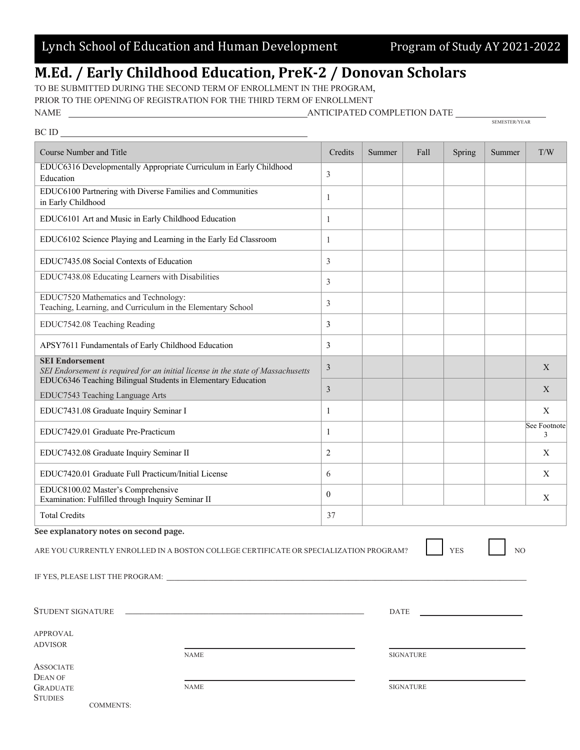Lynch School of Education and Human Development — Program of Study AY 2021-2022

# M.Ed. / Early Childhood Education, PreK-2 / Donovan Scholars

TO BE SUBMITTED DURING THE SECOND TERM OF ENROLLMENT IN THE PROGRAM,
PRIOR TO THE OPENING OF REGISTRATION FOR THE THIRD TERM OF ENROLLMENT

NAME ______________________________ ANTICIPATED COMPLETION DATE ______________ (SEMESTER/YEAR)

BC ID ______________________________

| Course Number and Title | Credits | Summer | Fall | Spring | Summer | T/W |
|---|---|---|---|---|---|---|
| EDUC6316 Developmentally Appropriate Curriculum in Early Childhood Education | 3 | | | | | |
| EDUC6100 Partnering with Diverse Families and Communities in Early Childhood | 1 | | | | | |
| EDUC6101 Art and Music in Early Childhood Education | 1 | | | | | |
| EDUC6102 Science Playing and Learning in the Early Ed Classroom | 1 | | | | | |
| EDUC7435.08 Social Contexts of Education | 3 | | | | | |
| EDUC7438.08 Educating Learners with Disabilities | 3 | | | | | |
| EDUC7520 Mathematics and Technology: Teaching, Learning, and Curriculum in the Elementary School | 3 | | | | | |
| EDUC7542.08 Teaching Reading | 3 | | | | | |
| APSY7611 Fundamentals of Early Childhood Education | 3 | | | | | |
| **SEI Endorsement** *SEI Endorsement is required for an initial license in the state of Massachusetts* EDUC6346 Teaching Bilingual Students in Elementary Education | 3 | | | | | X |
| EDUC7543 Teaching Language Arts | 3 | | | | | X |
| EDUC7431.08 Graduate Inquiry Seminar I | 1 | | | | | X |
| EDUC7429.01 Graduate Pre-Practicum | 1 | | | | | See Footnote 3 |
| EDUC7432.08 Graduate Inquiry Seminar II | 2 | | | | | X |
| EDUC7420.01 Graduate Full Practicum/Initial License | 6 | | | | | X |
| EDUC8100.02 Master's Comprehensive Examination: Fulfilled through Inquiry Seminar II | 0 | | | | | X |
| Total Credits | 37 | | | | | |

**See explanatory notes on second page.**

ARE YOU CURRENTLY ENROLLED IN A BOSTON COLLEGE CERTIFICATE OR SPECIALIZATION PROGRAM? ☐ YES ☐ NO

IF YES, PLEASE LIST THE PROGRAM: ______________________________

STUDENT SIGNATURE ______________________________ DATE ______________

APPROVAL ADVISOR ______________________ (NAME) ______________________ (SIGNATURE)

ASSOCIATE DEAN OF GRADUATE STUDIES ______________________ (NAME) ______________________ (SIGNATURE)

COMMENTS: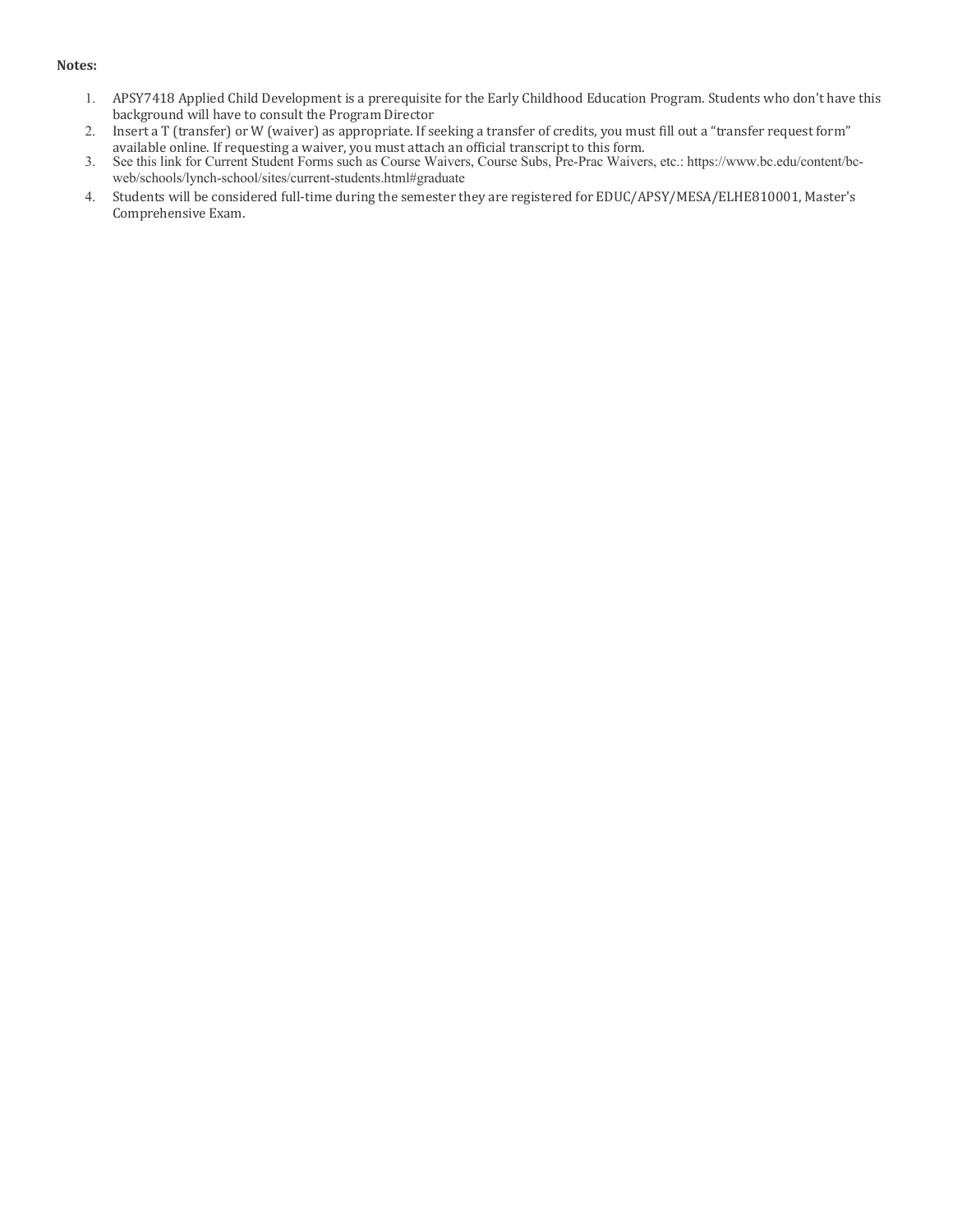**Notes:**

1. APSY7418 Applied Child Development is a prerequisite for the Early Childhood Education Program. Students who don't have this background will have to consult the Program Director
2. Insert a T (transfer) or W (waiver) as appropriate. If seeking a transfer of credits, you must fill out a "transfer request form" available online. If requesting a waiver, you must attach an official transcript to this form.
3. See this link for Current Student Forms such as Course Waivers, Course Subs, Pre-Prac Waivers, etc.: https://www.bc.edu/content/bc-web/schools/lynch-school/sites/current-students.html#graduate
4. Students will be considered full-time during the semester they are registered for EDUC/APSY/MESA/ELHE810001, Master's Comprehensive Exam.